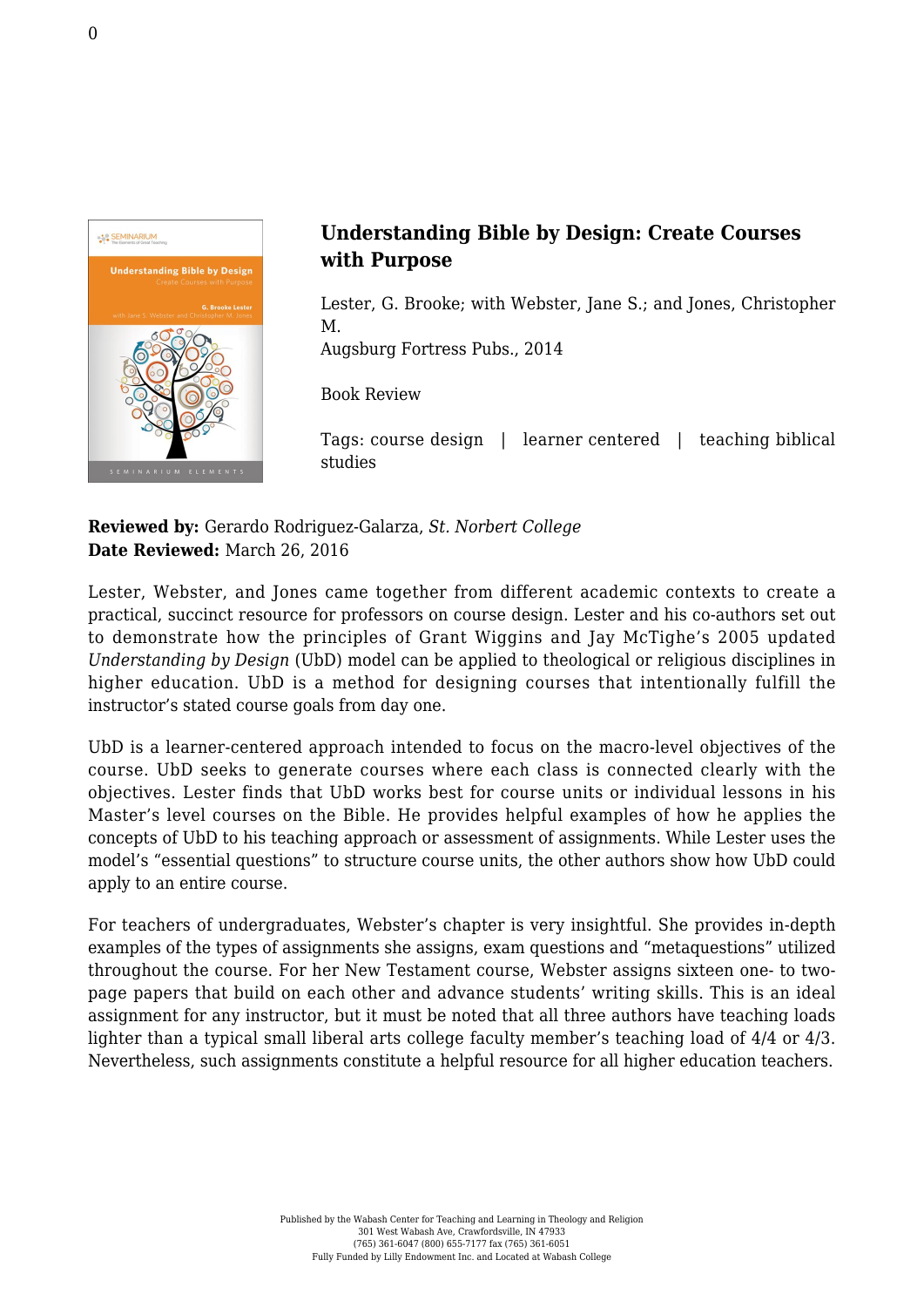## Understanding Bible by Design: Create Courses with Purpose

Lester, G. Brooke; with Webster, Jane S.; and Jones, Christopher M.
Augsburg Fortress Pubs., 2014

Book Review

Tags: course design | learner centered | teaching biblical studies

**Reviewed by:** Gerardo Rodriguez-Galarza, *St. Norbert College*
**Date Reviewed:** March 26, 2016

Lester, Webster, and Jones came together from different academic contexts to create a practical, succinct resource for professors on course design. Lester and his co-authors set out to demonstrate how the principles of Grant Wiggins and Jay McTighe's 2005 updated *Understanding by Design* (UbD) model can be applied to theological or religious disciplines in higher education. UbD is a method for designing courses that intentionally fulfill the instructor's stated course goals from day one.

UbD is a learner-centered approach intended to focus on the macro-level objectives of the course. UbD seeks to generate courses where each class is connected clearly with the objectives. Lester finds that UbD works best for course units or individual lessons in his Master's level courses on the Bible. He provides helpful examples of how he applies the concepts of UbD to his teaching approach or assessment of assignments. While Lester uses the model's "essential questions" to structure course units, the other authors show how UbD could apply to an entire course.

For teachers of undergraduates, Webster's chapter is very insightful. She provides in-depth examples of the types of assignments she assigns, exam questions and "metaquestions" utilized throughout the course. For her New Testament course, Webster assigns sixteen one- to two-page papers that build on each other and advance students' writing skills. This is an ideal assignment for any instructor, but it must be noted that all three authors have teaching loads lighter than a typical small liberal arts college faculty member's teaching load of 4/4 or 4/3. Nevertheless, such assignments constitute a helpful resource for all higher education teachers.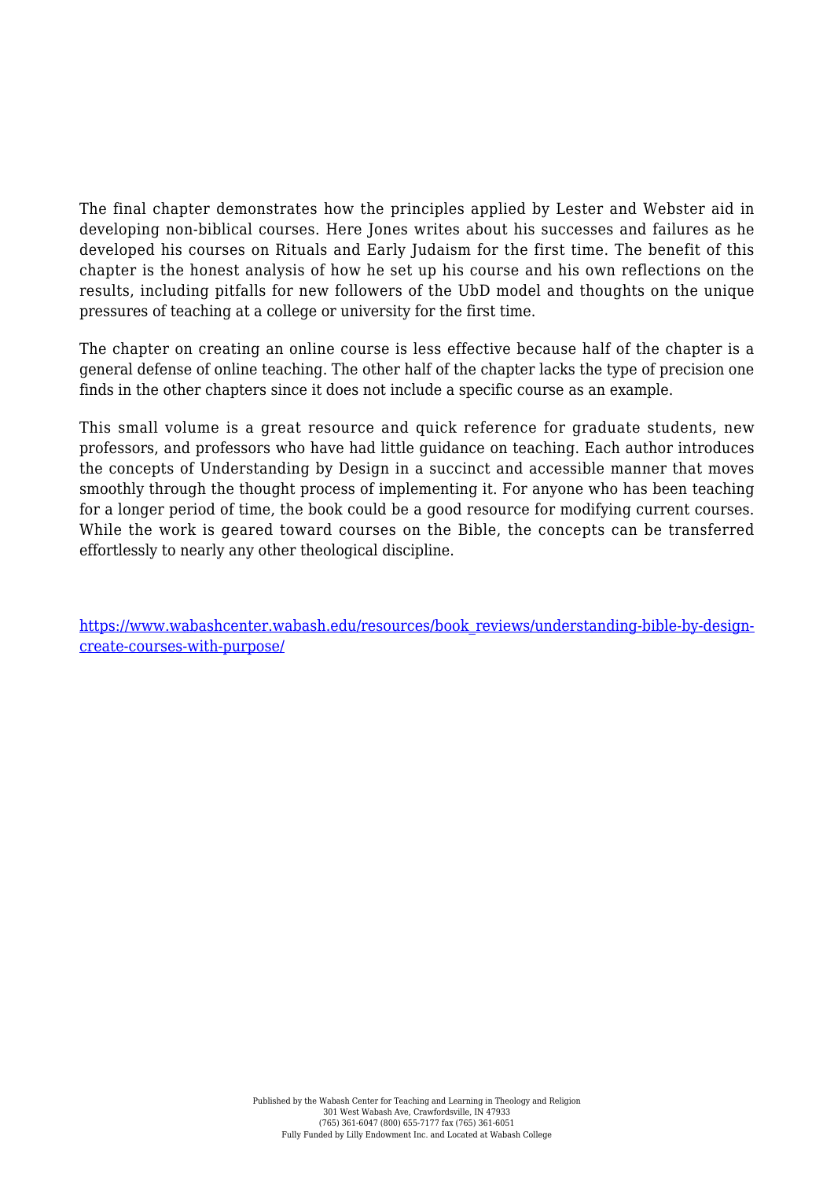The final chapter demonstrates how the principles applied by Lester and Webster aid in developing non-biblical courses. Here Jones writes about his successes and failures as he developed his courses on Rituals and Early Judaism for the first time. The benefit of this chapter is the honest analysis of how he set up his course and his own reflections on the results, including pitfalls for new followers of the UbD model and thoughts on the unique pressures of teaching at a college or university for the first time.

The chapter on creating an online course is less effective because half of the chapter is a general defense of online teaching. The other half of the chapter lacks the type of precision one finds in the other chapters since it does not include a specific course as an example.

This small volume is a great resource and quick reference for graduate students, new professors, and professors who have had little guidance on teaching. Each author introduces the concepts of Understanding by Design in a succinct and accessible manner that moves smoothly through the thought process of implementing it. For anyone who has been teaching for a longer period of time, the book could be a good resource for modifying current courses. While the work is geared toward courses on the Bible, the concepts can be transferred effortlessly to nearly any other theological discipline.

[https://www.wabashcenter.wabash.edu/resources/book_reviews/understanding-bible-by-design-create-courses-with-purpose/](https://www.wabashcenter.wabash.edu/resources/book_reviews/understanding-bible-by-design-create-courses-with-purpose/)

Published by the Wabash Center for Teaching and Learning in Theology and Religion
301 West Wabash Ave, Crawfordsville, IN 47933
(765) 361-6047 (800) 655-7177 fax (765) 361-6051
Fully Funded by Lilly Endowment Inc. and Located at Wabash College